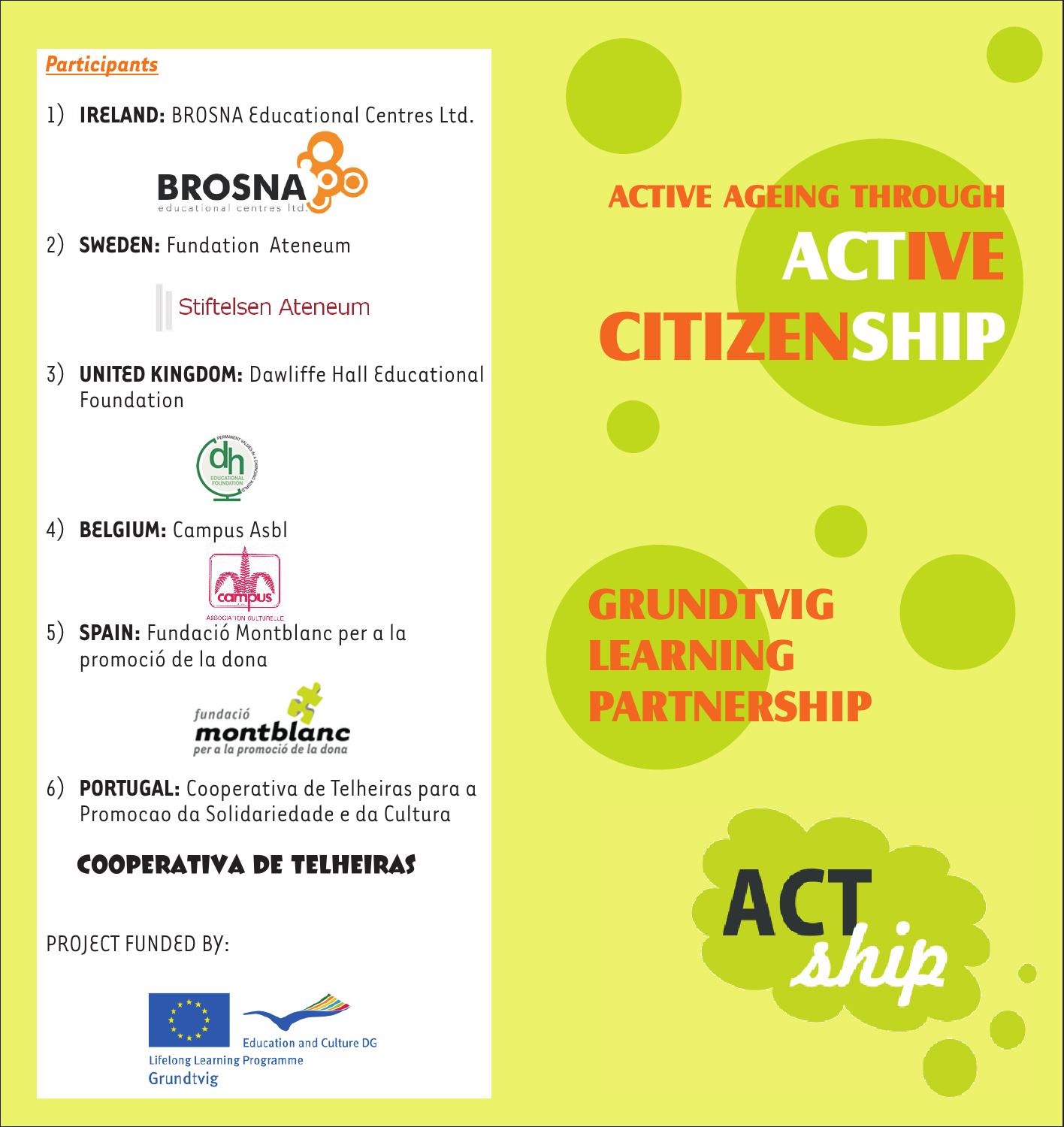# ACTIVE AGEING THROUGH ACTIVE CITIZENSHIP

## GRUNDTVIG LEARNING PARTNERSHIP

ACTship

### Participants

1) **IRELAND:** BROSNA Educational Centres Ltd.

BROSNA educational centres ltd.

2) **SWEDEN:** Fundation Ateneum

Stiftelsen Ateneum

3) **UNITED KINGDOM:** Dawliffe Hall Educational Foundation

dh EDUCATIONAL FOUNDATION

4) **BELGIUM:** Campus Asbl

campus ASSOCIATION CULTURELLE

5) **SPAIN:** Fundació Montblanc per a la promoció de la dona

fundació montblanc per a la promoció de la dona

6) **PORTUGAL:** Cooperativa de Telheiras para a Promocao da Solidariedade e da Cultura

COOPERATIVA DE TELHEIRAS

PROJECT FUNDED BY:

Education and Culture DG

Lifelong Learning Programme

Grundtvig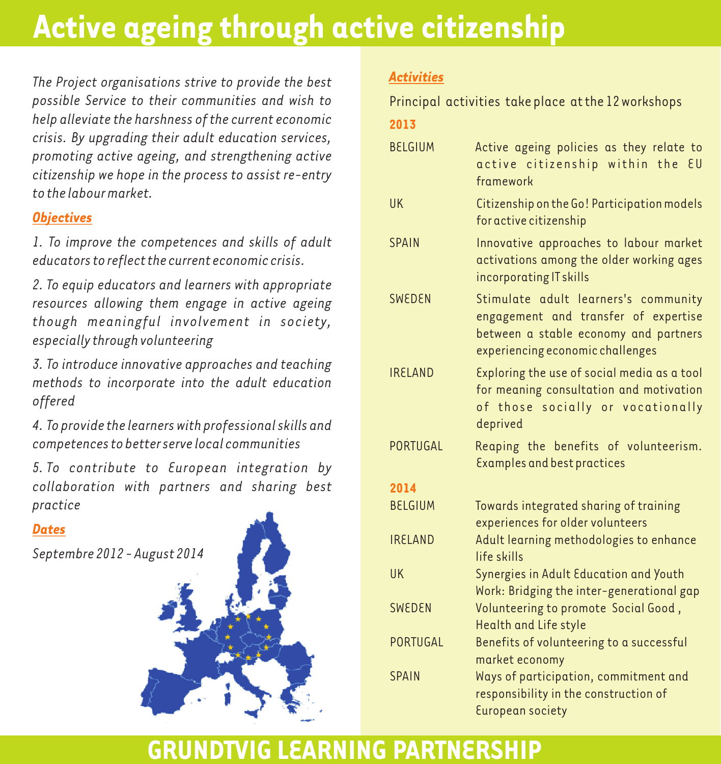# Active ageing through active citizenship

*The Project organisations strive to provide the best possible Service to their communities and wish to help alleviate the harshness of the current economic crisis. By upgrading their adult education services, promoting active ageing, and strengthening active citizenship we hope in the process to assist re-entry to the labour market.*

## Objectives

*1. To improve the competences and skills of adult educators to reflect the current economic crisis.*

*2. To equip educators and learners with appropriate resources allowing them engage in active ageing though meaningful involvement in society, especially through volunteering*

*3. To introduce innovative approaches and teaching methods to incorporate into the adult education offered*

*4. To provide the learners with professional skills and competences to better serve local communities*

*5. To contribute to European integration by collaboration with partners and sharing best practice*

## Dates

*Septembre 2012 - August 2014*

## Activities

Principal activities take place at the 12 workshops

**2013**

| | |
|---|---|
| BELGIUM | Active ageing policies as they relate to active citizenship within the EU framework |
| UK | Citizenship on the Go! Participation models for active citizenship |
| SPAIN | Innovative approaches to labour market activations among the older working ages incorporating IT skills |
| SWEDEN | Stimulate adult learners's community engagement and transfer of expertise between a stable economy and partners experiencing economic challenges |
| IRELAND | Exploring the use of social media as a tool for meaning consultation and motivation of those socially or vocationally deprived |
| PORTUGAL | Reaping the benefits of volunteerism. Examples and best practices |

**2014**

| | |
|---|---|
| BELGIUM | Towards integrated sharing of training experiences for older volunteers |
| IRELAND | Adult learning methodologies to enhance life skills |
| UK | Synergies in Adult Education and Youth Work: Bridging the inter-generational gap |
| SWEDEN | Volunteering to promote Social Good, Health and Life style |
| PORTUGAL | Benefits of volunteering to a successful market economy |
| SPAIN | Ways of participation, commitment and responsibility in the construction of European society |

# GRUNDTVIG LEARNING PARTNERSHIP